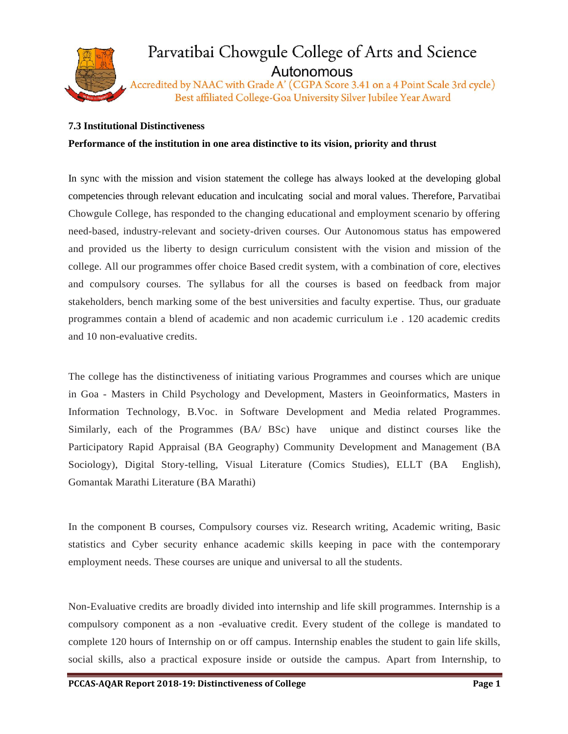# Parvatibai Chowgule College of Arts and Science

Autonomous

Accredited by NAAC with Grade A' (CGPA Score 3.41 on a 4 Point Scale 3rd cycle)

Best affiliated College-Goa University Silver Jubilee Year Award

## 7.3 Institutional Distinctiveness

**Performance of the institution in one area distinctive to its vision, priority and thrust**

In sync with the mission and vision statement the college has always looked at the developing global competencies through relevant education and inculcating social and moral values. Therefore, Parvatibai Chowgule College, has responded to the changing educational and employment scenario by offering need-based, industry-relevant and society-driven courses. Our Autonomous status has empowered and provided us the liberty to design curriculum consistent with the vision and mission of the college. All our programmes offer choice Based credit system, with a combination of core, electives and compulsory courses. The syllabus for all the courses is based on feedback from major stakeholders, bench marking some of the best universities and faculty expertise. Thus, our graduate programmes contain a blend of academic and non academic curriculum i.e . 120 academic credits and 10 non-evaluative credits.

The college has the distinctiveness of initiating various Programmes and courses which are unique in Goa - Masters in Child Psychology and Development, Masters in Geoinformatics, Masters in Information Technology, B.Voc. in Software Development and Media related Programmes. Similarly, each of the Programmes (BA/ BSc) have unique and distinct courses like the Participatory Rapid Appraisal (BA Geography) Community Development and Management (BA Sociology), Digital Story-telling, Visual Literature (Comics Studies), ELLT (BA English), Gomantak Marathi Literature (BA Marathi)

In the component B courses, Compulsory courses viz. Research writing, Academic writing, Basic statistics and Cyber security enhance academic skills keeping in pace with the contemporary employment needs. These courses are unique and universal to all the students.

Non-Evaluative credits are broadly divided into internship and life skill programmes. Internship is a compulsory component as a non -evaluative credit. Every student of the college is mandated to complete 120 hours of Internship on or off campus. Internship enables the student to gain life skills, social skills, also a practical exposure inside or outside the campus. Apart from Internship, to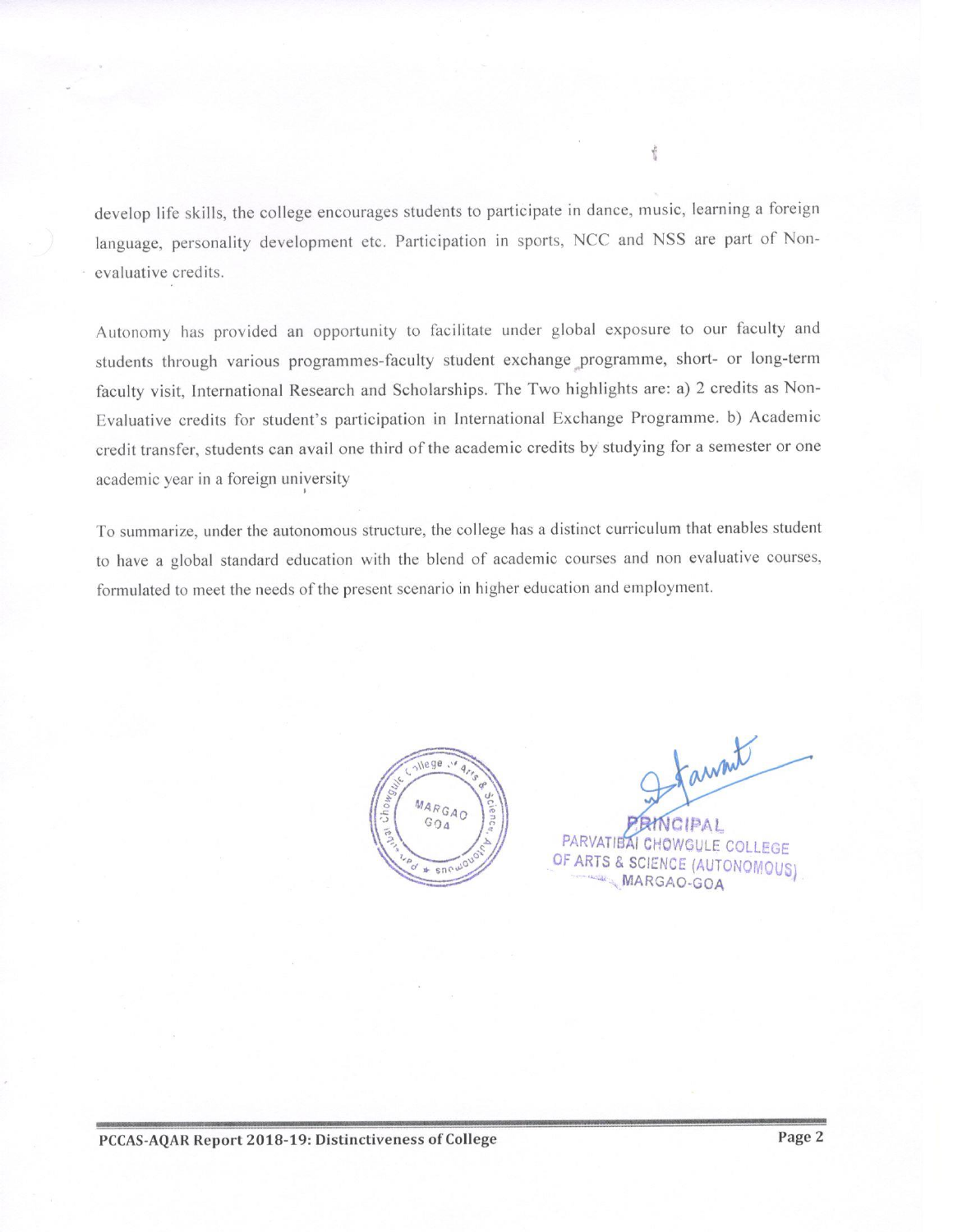develop life skills, the college encourages students to participate in dance, music, learning a foreign language, personality development etc. Participation in sports, NCC and NSS are part of Non-evaluative credits.

Autonomy has provided an opportunity to facilitate under global exposure to our faculty and students through various programmes-faculty student exchange programme, short- or long-term faculty visit, International Research and Scholarships. The Two highlights are: a) 2 credits as Non-Evaluative credits for student's participation in International Exchange Programme. b) Academic credit transfer, students can avail one third of the academic credits by studying for a semester or one academic year in a foreign university

To summarize, under the autonomous structure, the college has a distinct curriculum that enables student to have a global standard education with the blend of academic courses and non evaluative courses, formulated to meet the needs of the present scenario in higher education and employment.

PRINCIPAL
PARVATIBAI CHOWGULE COLLEGE
OF ARTS & SCIENCE (AUTONOMOUS)
MARGAO-GOA